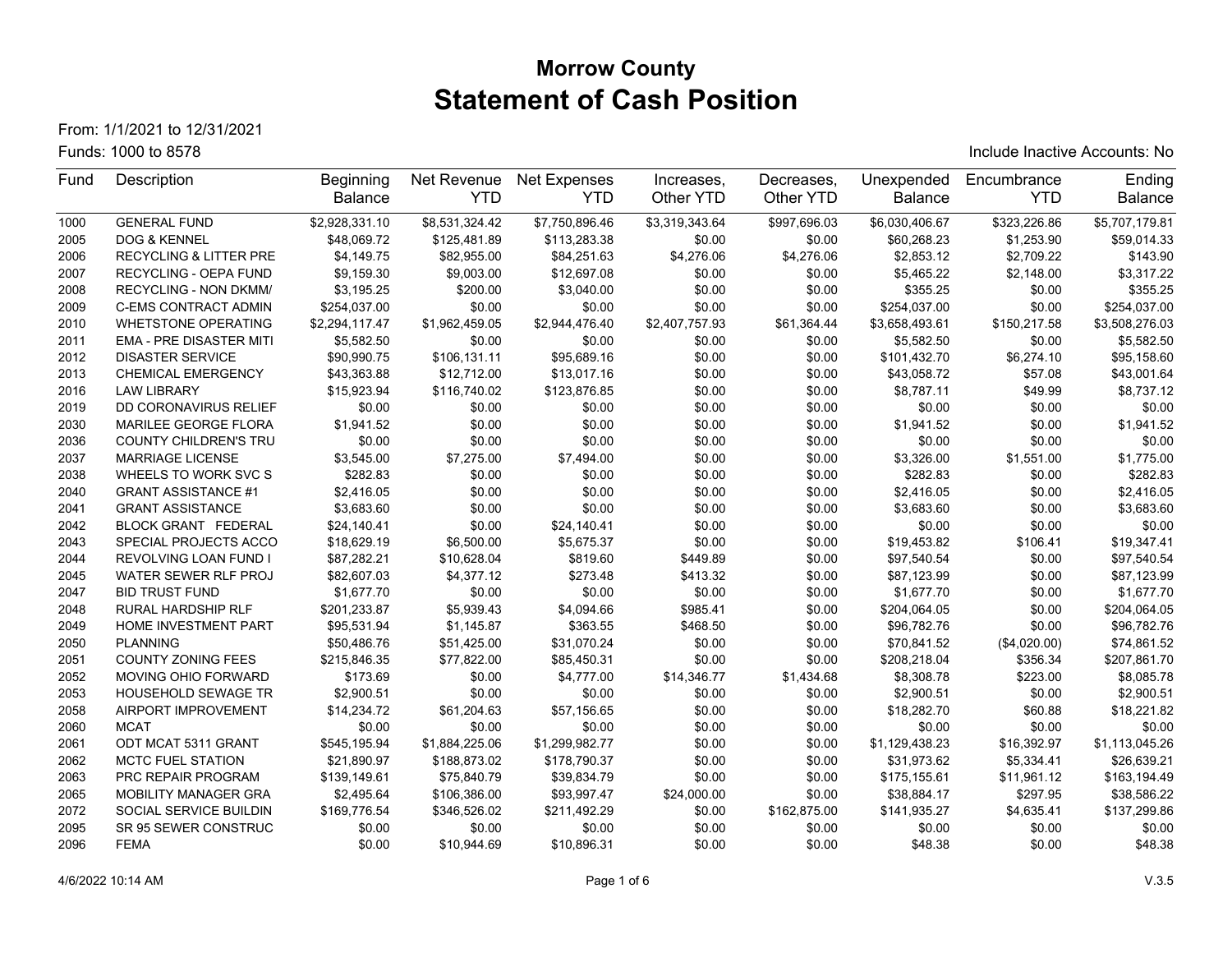# Morrow County

## Statement of Cash Position

From: 1/1/2021 to 12/31/2021

Funds: 1000 to 8578

Include Inactive Accounts: No

| Fund | Description | Beginning Balance | Net Revenue YTD | Net Expenses YTD | Increases, Other YTD | Decreases, Other YTD | Unexpended Balance | Encumbrance YTD | Ending Balance |
|---|---|---|---|---|---|---|---|---|---|
| 1000 | GENERAL FUND | $2,928,331.10 | $8,531,324.42 | $7,750,896.46 | $3,319,343.64 | $997,696.03 | $6,030,406.67 | $323,226.86 | $5,707,179.81 |
| 2005 | DOG & KENNEL | $48,069.72 | $125,481.89 | $113,283.38 | $0.00 | $0.00 | $60,268.23 | $1,253.90 | $59,014.33 |
| 2006 | RECYCLING & LITTER PRE | $4,149.75 | $82,955.00 | $84,251.63 | $4,276.06 | $4,276.06 | $2,853.12 | $2,709.22 | $143.90 |
| 2007 | RECYCLING - OEPA FUND | $9,159.30 | $9,003.00 | $12,697.08 | $0.00 | $0.00 | $5,465.22 | $2,148.00 | $3,317.22 |
| 2008 | RECYCLING - NON DKMM/ | $3,195.25 | $200.00 | $3,040.00 | $0.00 | $0.00 | $355.25 | $0.00 | $355.25 |
| 2009 | C-EMS CONTRACT ADMIN | $254,037.00 | $0.00 | $0.00 | $0.00 | $0.00 | $254,037.00 | $0.00 | $254,037.00 |
| 2010 | WHETSTONE OPERATING | $2,294,117.47 | $1,962,459.05 | $2,944,476.40 | $2,407,757.93 | $61,364.44 | $3,658,493.61 | $150,217.58 | $3,508,276.03 |
| 2011 | EMA - PRE DISASTER MITI | $5,582.50 | $0.00 | $0.00 | $0.00 | $0.00 | $5,582.50 | $0.00 | $5,582.50 |
| 2012 | DISASTER SERVICE | $90,990.75 | $106,131.11 | $95,689.16 | $0.00 | $0.00 | $101,432.70 | $6,274.10 | $95,158.60 |
| 2013 | CHEMICAL EMERGENCY | $43,363.88 | $12,712.00 | $13,017.16 | $0.00 | $0.00 | $43,058.72 | $57.08 | $43,001.64 |
| 2016 | LAW LIBRARY | $15,923.94 | $116,740.02 | $123,876.85 | $0.00 | $0.00 | $8,787.11 | $49.99 | $8,737.12 |
| 2019 | DD CORONAVIRUS RELIEF | $0.00 | $0.00 | $0.00 | $0.00 | $0.00 | $0.00 | $0.00 | $0.00 |
| 2030 | MARILEE GEORGE FLORA | $1,941.52 | $0.00 | $0.00 | $0.00 | $0.00 | $1,941.52 | $0.00 | $1,941.52 |
| 2036 | COUNTY CHILDREN'S TRU | $0.00 | $0.00 | $0.00 | $0.00 | $0.00 | $0.00 | $0.00 | $0.00 |
| 2037 | MARRIAGE LICENSE | $3,545.00 | $7,275.00 | $7,494.00 | $0.00 | $0.00 | $3,326.00 | $1,551.00 | $1,775.00 |
| 2038 | WHEELS TO WORK SVC S | $282.83 | $0.00 | $0.00 | $0.00 | $0.00 | $282.83 | $0.00 | $282.83 |
| 2040 | GRANT ASSISTANCE #1 | $2,416.05 | $0.00 | $0.00 | $0.00 | $0.00 | $2,416.05 | $0.00 | $2,416.05 |
| 2041 | GRANT ASSISTANCE | $3,683.60 | $0.00 | $0.00 | $0.00 | $0.00 | $3,683.60 | $0.00 | $3,683.60 |
| 2042 | BLOCK GRANT FEDERAL | $24,140.41 | $0.00 | $24,140.41 | $0.00 | $0.00 | $0.00 | $0.00 | $0.00 |
| 2043 | SPECIAL PROJECTS ACCO | $18,629.19 | $6,500.00 | $5,675.37 | $0.00 | $0.00 | $19,453.82 | $106.41 | $19,347.41 |
| 2044 | REVOLVING LOAN FUND I | $87,282.21 | $10,628.04 | $819.60 | $449.89 | $0.00 | $97,540.54 | $0.00 | $97,540.54 |
| 2045 | WATER SEWER RLF PROJ | $82,607.03 | $4,377.12 | $273.48 | $413.32 | $0.00 | $87,123.99 | $0.00 | $87,123.99 |
| 2047 | BID TRUST FUND | $1,677.70 | $0.00 | $0.00 | $0.00 | $0.00 | $1,677.70 | $0.00 | $1,677.70 |
| 2048 | RURAL HARDSHIP RLF | $201,233.87 | $5,939.43 | $4,094.66 | $985.41 | $0.00 | $204,064.05 | $0.00 | $204,064.05 |
| 2049 | HOME INVESTMENT PART | $95,531.94 | $1,145.87 | $363.55 | $468.50 | $0.00 | $96,782.76 | $0.00 | $96,782.76 |
| 2050 | PLANNING | $50,486.76 | $51,425.00 | $31,070.24 | $0.00 | $0.00 | $70,841.52 | ($4,020.00) | $74,861.52 |
| 2051 | COUNTY ZONING FEES | $215,846.35 | $77,822.00 | $85,450.31 | $0.00 | $0.00 | $208,218.04 | $356.34 | $207,861.70 |
| 2052 | MOVING OHIO FORWARD | $173.69 | $0.00 | $4,777.00 | $14,346.77 | $1,434.68 | $8,308.78 | $223.00 | $8,085.78 |
| 2053 | HOUSEHOLD SEWAGE TR | $2,900.51 | $0.00 | $0.00 | $0.00 | $0.00 | $2,900.51 | $0.00 | $2,900.51 |
| 2058 | AIRPORT IMPROVEMENT | $14,234.72 | $61,204.63 | $57,156.65 | $0.00 | $0.00 | $18,282.70 | $60.88 | $18,221.82 |
| 2060 | MCAT | $0.00 | $0.00 | $0.00 | $0.00 | $0.00 | $0.00 | $0.00 | $0.00 |
| 2061 | ODT MCAT 5311 GRANT | $545,195.94 | $1,884,225.06 | $1,299,982.77 | $0.00 | $0.00 | $1,129,438.23 | $16,392.97 | $1,113,045.26 |
| 2062 | MCTC FUEL STATION | $21,890.97 | $188,873.02 | $178,790.37 | $0.00 | $0.00 | $31,973.62 | $5,334.41 | $26,639.21 |
| 2063 | PRC REPAIR PROGRAM | $139,149.61 | $75,840.79 | $39,834.79 | $0.00 | $0.00 | $175,155.61 | $11,961.12 | $163,194.49 |
| 2065 | MOBILITY MANAGER GRA | $2,495.64 | $106,386.00 | $93,997.47 | $24,000.00 | $0.00 | $38,884.17 | $297.95 | $38,586.22 |
| 2072 | SOCIAL SERVICE BUILDIN | $169,776.54 | $346,526.02 | $211,492.29 | $0.00 | $162,875.00 | $141,935.27 | $4,635.41 | $137,299.86 |
| 2095 | SR 95 SEWER CONSTRUC | $0.00 | $0.00 | $0.00 | $0.00 | $0.00 | $0.00 | $0.00 | $0.00 |
| 2096 | FEMA | $0.00 | $10,944.69 | $10,896.31 | $0.00 | $0.00 | $48.38 | $0.00 | $48.38 |

4/6/2022 10:14 AM

V.3.5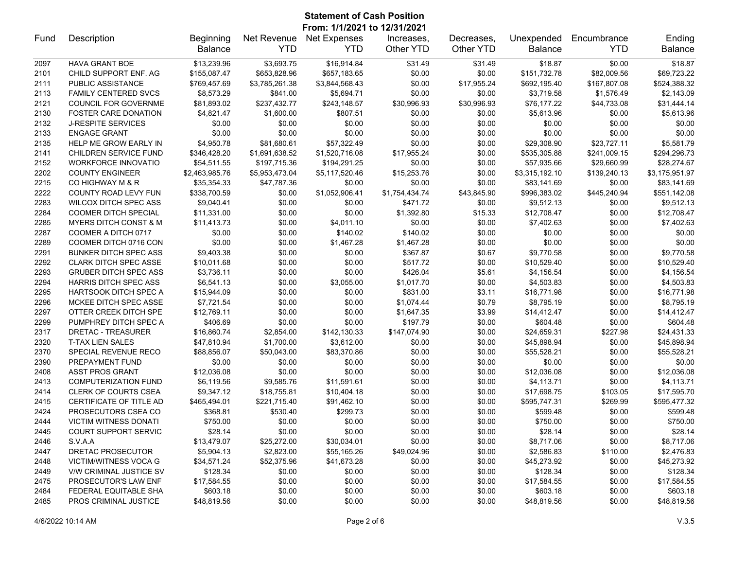# Statement of Cash Position

**From: 1/1/2021 to 12/31/2021**

| Fund | Description | Beginning Balance | Net Revenue YTD | Net Expenses YTD | Increases, Other YTD | Decreases, Other YTD | Unexpended Balance | Encumbrance YTD | Ending Balance |
|---|---|---|---|---|---|---|---|---|---|
| 2097 | HAVA GRANT BOE | $13,239.96 | $3,693.75 | $16,914.84 | $31.49 | $31.49 | $18.87 | $0.00 | $18.87 |
| 2101 | CHILD SUPPORT ENF. AG | $155,087.47 | $653,828.96 | $657,183.65 | $0.00 | $0.00 | $151,732.78 | $82,009.56 | $69,723.22 |
| 2111 | PUBLIC ASSISTANCE | $769,457.69 | $3,785,261.38 | $3,844,568.43 | $0.00 | $17,955.24 | $692,195.40 | $167,807.08 | $524,388.32 |
| 2113 | FAMILY CENTERED SVCS | $8,573.29 | $841.00 | $5,694.71 | $0.00 | $0.00 | $3,719.58 | $1,576.49 | $2,143.09 |
| 2121 | COUNCIL FOR GOVERNME | $81,893.02 | $237,432.77 | $243,148.57 | $30,996.93 | $30,996.93 | $76,177.22 | $44,733.08 | $31,444.14 |
| 2130 | FOSTER CARE DONATION | $4,821.47 | $1,600.00 | $807.51 | $0.00 | $0.00 | $5,613.96 | $0.00 | $5,613.96 |
| 2132 | J-RESPITE SERVICES | $0.00 | $0.00 | $0.00 | $0.00 | $0.00 | $0.00 | $0.00 | $0.00 |
| 2133 | ENGAGE GRANT | $0.00 | $0.00 | $0.00 | $0.00 | $0.00 | $0.00 | $0.00 | $0.00 |
| 2135 | HELP ME GROW EARLY IN | $4,950.78 | $81,680.61 | $57,322.49 | $0.00 | $0.00 | $29,308.90 | $23,727.11 | $5,581.79 |
| 2141 | CHILDREN SERVICE FUND | $346,428.20 | $1,691,638.52 | $1,520,716.08 | $17,955.24 | $0.00 | $535,305.88 | $241,009.15 | $294,296.73 |
| 2152 | WORKFORCE INNOVATIO | $54,511.55 | $197,715.36 | $194,291.25 | $0.00 | $0.00 | $57,935.66 | $29,660.99 | $28,274.67 |
| 2202 | COUNTY ENGINEER | $2,463,985.76 | $5,953,473.04 | $5,117,520.46 | $15,253.76 | $0.00 | $3,315,192.10 | $139,240.13 | $3,175,951.97 |
| 2215 | CO HIGHWAY M & R | $35,354.33 | $47,787.36 | $0.00 | $0.00 | $0.00 | $83,141.69 | $0.00 | $83,141.69 |
| 2222 | COUNTY ROAD LEVY FUN | $338,700.59 | $0.00 | $1,052,906.41 | $1,754,434.74 | $43,845.90 | $996,383.02 | $445,240.94 | $551,142.08 |
| 2283 | WILCOX DITCH SPEC ASS | $9,040.41 | $0.00 | $0.00 | $471.72 | $0.00 | $9,512.13 | $0.00 | $9,512.13 |
| 2284 | COOMER DITCH SPECIAL | $11,331.00 | $0.00 | $0.00 | $1,392.80 | $15.33 | $12,708.47 | $0.00 | $12,708.47 |
| 2285 | MYERS DITCH CONST & M | $11,413.73 | $0.00 | $4,011.10 | $0.00 | $0.00 | $7,402.63 | $0.00 | $7,402.63 |
| 2287 | COOMER A DITCH 0717 | $0.00 | $0.00 | $140.02 | $140.02 | $0.00 | $0.00 | $0.00 | $0.00 |
| 2289 | COOMER DITCH 0716 CON | $0.00 | $0.00 | $1,467.28 | $1,467.28 | $0.00 | $0.00 | $0.00 | $0.00 |
| 2291 | BUNKER DITCH SPEC ASS | $9,403.38 | $0.00 | $0.00 | $367.87 | $0.67 | $9,770.58 | $0.00 | $9,770.58 |
| 2292 | CLARK DITCH SPEC ASSE | $10,011.68 | $0.00 | $0.00 | $517.72 | $0.00 | $10,529.40 | $0.00 | $10,529.40 |
| 2293 | GRUBER DITCH SPEC ASS | $3,736.11 | $0.00 | $0.00 | $426.04 | $5.61 | $4,156.54 | $0.00 | $4,156.54 |
| 2294 | HARRIS DITCH SPEC ASS | $6,541.13 | $0.00 | $3,055.00 | $1,017.70 | $0.00 | $4,503.83 | $0.00 | $4,503.83 |
| 2295 | HARTSOOK DITCH SPEC A | $15,944.09 | $0.00 | $0.00 | $831.00 | $3.11 | $16,771.98 | $0.00 | $16,771.98 |
| 2296 | MCKEE DITCH SPEC ASSE | $7,721.54 | $0.00 | $0.00 | $1,074.44 | $0.79 | $8,795.19 | $0.00 | $8,795.19 |
| 2297 | OTTER CREEK DITCH SPE | $12,769.11 | $0.00 | $0.00 | $1,647.35 | $3.99 | $14,412.47 | $0.00 | $14,412.47 |
| 2299 | PUMPHREY DITCH SPEC A | $406.69 | $0.00 | $0.00 | $197.79 | $0.00 | $604.48 | $0.00 | $604.48 |
| 2317 | DRETAC - TREASURER | $16,860.74 | $2,854.00 | $142,130.33 | $147,074.90 | $0.00 | $24,659.31 | $227.98 | $24,431.33 |
| 2320 | T-TAX LIEN SALES | $47,810.94 | $1,700.00 | $3,612.00 | $0.00 | $0.00 | $45,898.94 | $0.00 | $45,898.94 |
| 2370 | SPECIAL REVENUE RECO | $88,856.07 | $50,043.00 | $83,370.86 | $0.00 | $0.00 | $55,528.21 | $0.00 | $55,528.21 |
| 2390 | PREPAYMENT FUND | $0.00 | $0.00 | $0.00 | $0.00 | $0.00 | $0.00 | $0.00 | $0.00 |
| 2408 | ASST PROS GRANT | $12,036.08 | $0.00 | $0.00 | $0.00 | $0.00 | $12,036.08 | $0.00 | $12,036.08 |
| 2413 | COMPUTERIZATION FUND | $6,119.56 | $9,585.76 | $11,591.61 | $0.00 | $0.00 | $4,113.71 | $0.00 | $4,113.71 |
| 2414 | CLERK OF COURTS CSEA | $9,347.12 | $18,755.81 | $10,404.18 | $0.00 | $0.00 | $17,698.75 | $103.05 | $17,595.70 |
| 2415 | CERTIFICATE OF TITLE AD | $465,494.01 | $221,715.40 | $91,462.10 | $0.00 | $0.00 | $595,747.31 | $269.99 | $595,477.32 |
| 2424 | PROSECUTORS CSEA CO | $368.81 | $530.40 | $299.73 | $0.00 | $0.00 | $599.48 | $0.00 | $599.48 |
| 2444 | VICTIM WITNESS DONATI | $750.00 | $0.00 | $0.00 | $0.00 | $0.00 | $750.00 | $0.00 | $750.00 |
| 2445 | COURT SUPPORT SERVIC | $28.14 | $0.00 | $0.00 | $0.00 | $0.00 | $28.14 | $0.00 | $28.14 |
| 2446 | S.V.A.A | $13,479.07 | $25,272.00 | $30,034.01 | $0.00 | $0.00 | $8,717.06 | $0.00 | $8,717.06 |
| 2447 | DRETAC PROSECUTOR | $5,904.13 | $2,823.00 | $55,165.26 | $49,024.96 | $0.00 | $2,586.83 | $110.00 | $2,476.83 |
| 2448 | VICTIM/WITNESS VOCA G | $34,571.24 | $52,375.96 | $41,673.28 | $0.00 | $0.00 | $45,273.92 | $0.00 | $45,273.92 |
| 2449 | V/W CRIMINAL JUSTICE SV | $128.34 | $0.00 | $0.00 | $0.00 | $0.00 | $128.34 | $0.00 | $128.34 |
| 2475 | PROSECUTOR'S LAW ENF | $17,584.55 | $0.00 | $0.00 | $0.00 | $0.00 | $17,584.55 | $0.00 | $17,584.55 |
| 2484 | FEDERAL EQUITABLE SHA | $603.18 | $0.00 | $0.00 | $0.00 | $0.00 | $603.18 | $0.00 | $603.18 |
| 2485 | PROS CRIMINAL JUSTICE | $48,819.56 | $0.00 | $0.00 | $0.00 | $0.00 | $48,819.56 | $0.00 | $48,819.56 |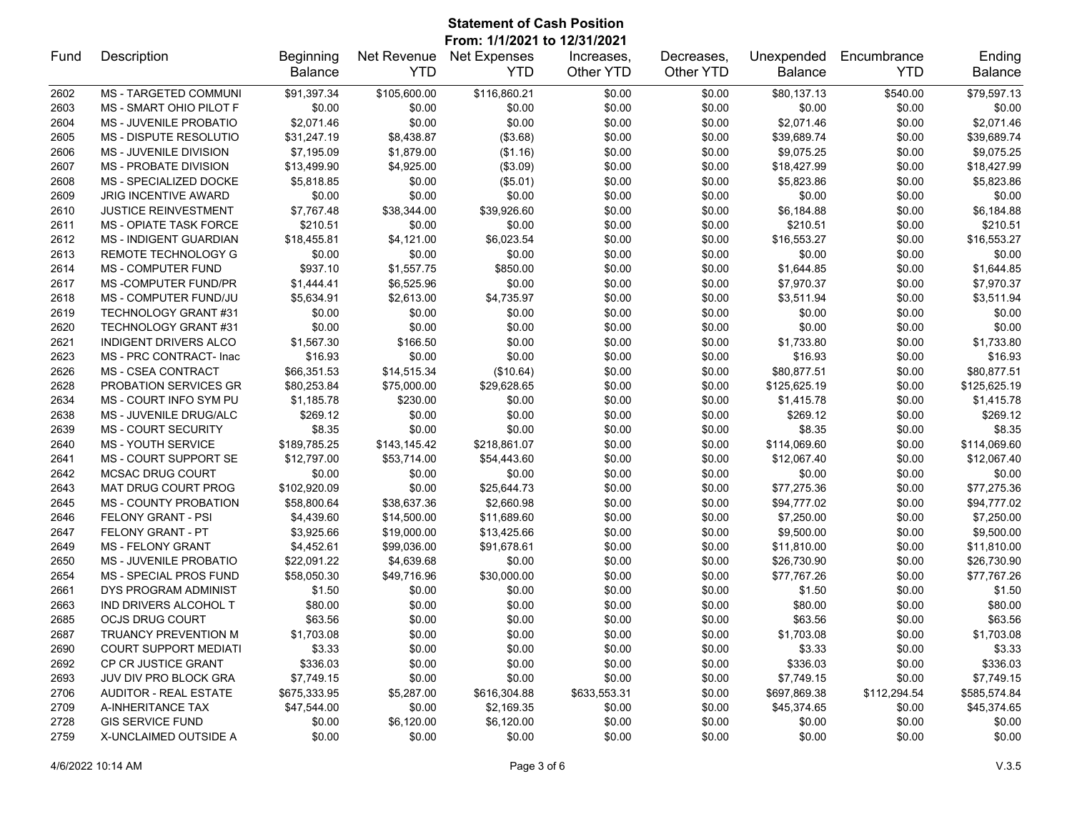# Statement of Cash Position

**From: 1/1/2021 to 12/31/2021**

| Fund | Description | Beginning Balance | Net Revenue YTD | Net Expenses YTD | Increases, Other YTD | Decreases, Other YTD | Unexpended Balance | Encumbrance YTD | Ending Balance |
|---|---|---|---|---|---|---|---|---|---|
| 2602 | MS - TARGETED COMMUNI | $91,397.34 | $105,600.00 | $116,860.21 | $0.00 | $0.00 | $80,137.13 | $540.00 | $79,597.13 |
| 2603 | MS - SMART OHIO PILOT F | $0.00 | $0.00 | $0.00 | $0.00 | $0.00 | $0.00 | $0.00 | $0.00 |
| 2604 | MS - JUVENILE PROBATIO | $2,071.46 | $0.00 | $0.00 | $0.00 | $0.00 | $2,071.46 | $0.00 | $2,071.46 |
| 2605 | MS - DISPUTE RESOLUTIO | $31,247.19 | $8,438.87 | ($3.68) | $0.00 | $0.00 | $39,689.74 | $0.00 | $39,689.74 |
| 2606 | MS - JUVENILE DIVISION | $7,195.09 | $1,879.00 | ($1.16) | $0.00 | $0.00 | $9,075.25 | $0.00 | $9,075.25 |
| 2607 | MS - PROBATE DIVISION | $13,499.90 | $4,925.00 | ($3.09) | $0.00 | $0.00 | $18,427.99 | $0.00 | $18,427.99 |
| 2608 | MS - SPECIALIZED DOCKE | $5,818.85 | $0.00 | ($5.01) | $0.00 | $0.00 | $5,823.86 | $0.00 | $5,823.86 |
| 2609 | JRIG INCENTIVE AWARD | $0.00 | $0.00 | $0.00 | $0.00 | $0.00 | $0.00 | $0.00 | $0.00 |
| 2610 | JUSTICE REINVESTMENT | $7,767.48 | $38,344.00 | $39,926.60 | $0.00 | $0.00 | $6,184.88 | $0.00 | $6,184.88 |
| 2611 | MS - OPIATE TASK FORCE | $210.51 | $0.00 | $0.00 | $0.00 | $0.00 | $210.51 | $0.00 | $210.51 |
| 2612 | MS - INDIGENT GUARDIAN | $18,455.81 | $4,121.00 | $6,023.54 | $0.00 | $0.00 | $16,553.27 | $0.00 | $16,553.27 |
| 2613 | REMOTE TECHNOLOGY G | $0.00 | $0.00 | $0.00 | $0.00 | $0.00 | $0.00 | $0.00 | $0.00 |
| 2614 | MS - COMPUTER FUND | $937.10 | $1,557.75 | $850.00 | $0.00 | $0.00 | $1,644.85 | $0.00 | $1,644.85 |
| 2617 | MS -COMPUTER FUND/PR | $1,444.41 | $6,525.96 | $0.00 | $0.00 | $0.00 | $7,970.37 | $0.00 | $7,970.37 |
| 2618 | MS - COMPUTER FUND/JU | $5,634.91 | $2,613.00 | $4,735.97 | $0.00 | $0.00 | $3,511.94 | $0.00 | $3,511.94 |
| 2619 | TECHNOLOGY GRANT #31 | $0.00 | $0.00 | $0.00 | $0.00 | $0.00 | $0.00 | $0.00 | $0.00 |
| 2620 | TECHNOLOGY GRANT #31 | $0.00 | $0.00 | $0.00 | $0.00 | $0.00 | $0.00 | $0.00 | $0.00 |
| 2621 | INDIGENT DRIVERS ALCO | $1,567.30 | $166.50 | $0.00 | $0.00 | $0.00 | $1,733.80 | $0.00 | $1,733.80 |
| 2623 | MS - PRC CONTRACT- Inac | $16.93 | $0.00 | $0.00 | $0.00 | $0.00 | $16.93 | $0.00 | $16.93 |
| 2626 | MS - CSEA CONTRACT | $66,351.53 | $14,515.34 | ($10.64) | $0.00 | $0.00 | $80,877.51 | $0.00 | $80,877.51 |
| 2628 | PROBATION SERVICES GR | $80,253.84 | $75,000.00 | $29,628.65 | $0.00 | $0.00 | $125,625.19 | $0.00 | $125,625.19 |
| 2634 | MS - COURT INFO SYM PU | $1,185.78 | $230.00 | $0.00 | $0.00 | $0.00 | $1,415.78 | $0.00 | $1,415.78 |
| 2638 | MS - JUVENILE DRUG/ALC | $269.12 | $0.00 | $0.00 | $0.00 | $0.00 | $269.12 | $0.00 | $269.12 |
| 2639 | MS - COURT SECURITY | $8.35 | $0.00 | $0.00 | $0.00 | $0.00 | $8.35 | $0.00 | $8.35 |
| 2640 | MS - YOUTH SERVICE | $189,785.25 | $143,145.42 | $218,861.07 | $0.00 | $0.00 | $114,069.60 | $0.00 | $114,069.60 |
| 2641 | MS - COURT SUPPORT SE | $12,797.00 | $53,714.00 | $54,443.60 | $0.00 | $0.00 | $12,067.40 | $0.00 | $12,067.40 |
| 2642 | MCSAC DRUG COURT | $0.00 | $0.00 | $0.00 | $0.00 | $0.00 | $0.00 | $0.00 | $0.00 |
| 2643 | MAT DRUG COURT PROG | $102,920.09 | $0.00 | $25,644.73 | $0.00 | $0.00 | $77,275.36 | $0.00 | $77,275.36 |
| 2645 | MS - COUNTY PROBATION | $58,800.64 | $38,637.36 | $2,660.98 | $0.00 | $0.00 | $94,777.02 | $0.00 | $94,777.02 |
| 2646 | FELONY GRANT - PSI | $4,439.60 | $14,500.00 | $11,689.60 | $0.00 | $0.00 | $7,250.00 | $0.00 | $7,250.00 |
| 2647 | FELONY GRANT - PT | $3,925.66 | $19,000.00 | $13,425.66 | $0.00 | $0.00 | $9,500.00 | $0.00 | $9,500.00 |
| 2649 | MS - FELONY GRANT | $4,452.61 | $99,036.00 | $91,678.61 | $0.00 | $0.00 | $11,810.00 | $0.00 | $11,810.00 |
| 2650 | MS - JUVENILE PROBATIO | $22,091.22 | $4,639.68 | $0.00 | $0.00 | $0.00 | $26,730.90 | $0.00 | $26,730.90 |
| 2654 | MS - SPECIAL PROS FUND | $58,050.30 | $49,716.96 | $30,000.00 | $0.00 | $0.00 | $77,767.26 | $0.00 | $77,767.26 |
| 2661 | DYS PROGRAM ADMINIST | $1.50 | $0.00 | $0.00 | $0.00 | $0.00 | $1.50 | $0.00 | $1.50 |
| 2663 | IND DRIVERS ALCOHOL T | $80.00 | $0.00 | $0.00 | $0.00 | $0.00 | $80.00 | $0.00 | $80.00 |
| 2685 | OCJS DRUG COURT | $63.56 | $0.00 | $0.00 | $0.00 | $0.00 | $63.56 | $0.00 | $63.56 |
| 2687 | TRUANCY PREVENTION M | $1,703.08 | $0.00 | $0.00 | $0.00 | $0.00 | $1,703.08 | $0.00 | $1,703.08 |
| 2690 | COURT SUPPORT MEDIATI | $3.33 | $0.00 | $0.00 | $0.00 | $0.00 | $3.33 | $0.00 | $3.33 |
| 2692 | CP CR JUSTICE GRANT | $336.03 | $0.00 | $0.00 | $0.00 | $0.00 | $336.03 | $0.00 | $336.03 |
| 2693 | JUV DIV PRO BLOCK GRA | $7,749.15 | $0.00 | $0.00 | $0.00 | $0.00 | $7,749.15 | $0.00 | $7,749.15 |
| 2706 | AUDITOR - REAL ESTATE | $675,333.95 | $5,287.00 | $616,304.88 | $633,553.31 | $0.00 | $697,869.38 | $112,294.54 | $585,574.84 |
| 2709 | A-INHERITANCE TAX | $47,544.00 | $0.00 | $2,169.35 | $0.00 | $0.00 | $45,374.65 | $0.00 | $45,374.65 |
| 2728 | GIS SERVICE FUND | $0.00 | $6,120.00 | $6,120.00 | $0.00 | $0.00 | $0.00 | $0.00 | $0.00 |
| 2759 | X-UNCLAIMED OUTSIDE A | $0.00 | $0.00 | $0.00 | $0.00 | $0.00 | $0.00 | $0.00 | $0.00 |

4/6/2022 10:14 AM V.3.5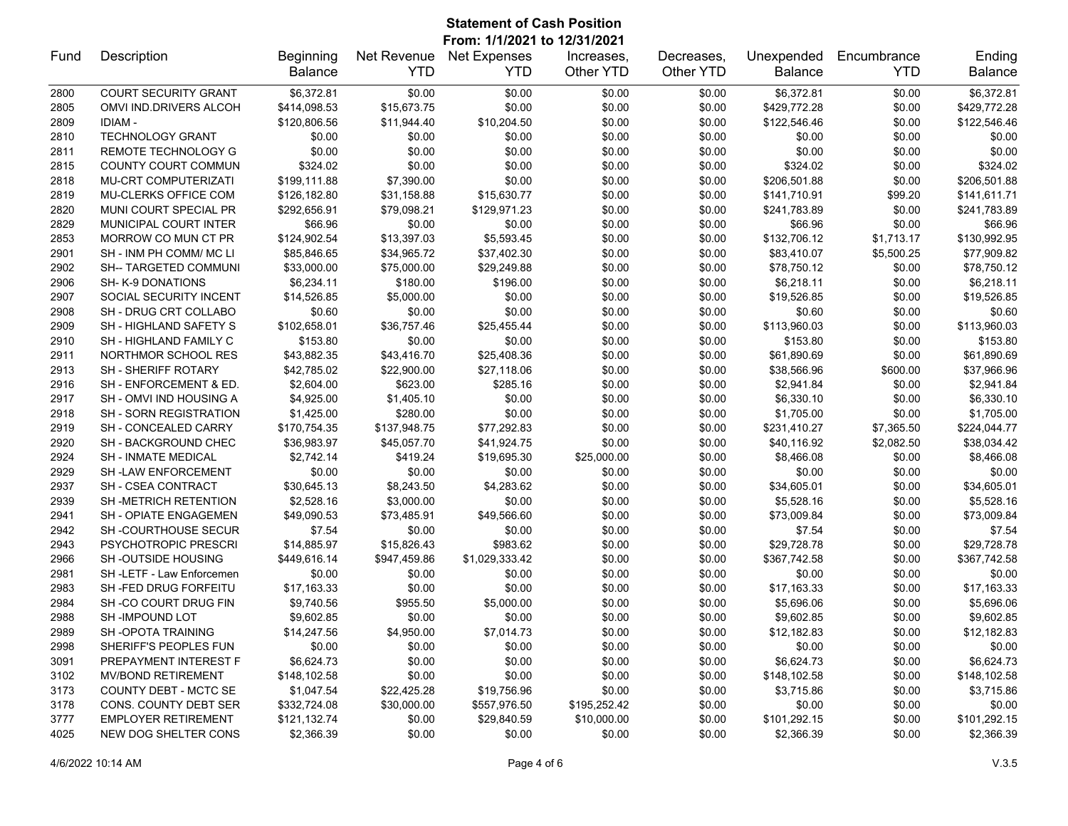# Statement of Cash Position

**From: 1/1/2021 to 12/31/2021**

| Fund | Description | Beginning Balance | Net Revenue YTD | Net Expenses YTD | Increases, Other YTD | Decreases, Other YTD | Unexpended Balance | Encumbrance YTD | Ending Balance |
|---|---|---|---|---|---|---|---|---|---|
| 2800 | COURT SECURITY GRANT | $6,372.81 | $0.00 | $0.00 | $0.00 | $0.00 | $6,372.81 | $0.00 | $6,372.81 |
| 2805 | OMVI IND.DRIVERS ALCOH | $414,098.53 | $15,673.75 | $0.00 | $0.00 | $0.00 | $429,772.28 | $0.00 | $429,772.28 |
| 2809 | IDIAM - | $120,806.56 | $11,944.40 | $10,204.50 | $0.00 | $0.00 | $122,546.46 | $0.00 | $122,546.46 |
| 2810 | TECHNOLOGY GRANT | $0.00 | $0.00 | $0.00 | $0.00 | $0.00 | $0.00 | $0.00 | $0.00 |
| 2811 | REMOTE TECHNOLOGY G | $0.00 | $0.00 | $0.00 | $0.00 | $0.00 | $0.00 | $0.00 | $0.00 |
| 2815 | COUNTY COURT COMMUN | $324.02 | $0.00 | $0.00 | $0.00 | $0.00 | $324.02 | $0.00 | $324.02 |
| 2818 | MU-CRT COMPUTERIZATI | $199,111.88 | $7,390.00 | $0.00 | $0.00 | $0.00 | $206,501.88 | $0.00 | $206,501.88 |
| 2819 | MU-CLERKS OFFICE COM | $126,182.80 | $31,158.88 | $15,630.77 | $0.00 | $0.00 | $141,710.91 | $99.20 | $141,611.71 |
| 2820 | MUNI COURT SPECIAL PR | $292,656.91 | $79,098.21 | $129,971.23 | $0.00 | $0.00 | $241,783.89 | $0.00 | $241,783.89 |
| 2829 | MUNICIPAL COURT INTER | $66.96 | $0.00 | $0.00 | $0.00 | $0.00 | $66.96 | $0.00 | $66.96 |
| 2853 | MORROW CO MUN CT PR | $124,902.54 | $13,397.03 | $5,593.45 | $0.00 | $0.00 | $132,706.12 | $1,713.17 | $130,992.95 |
| 2901 | SH - INM PH COMM/ MC LI | $85,846.65 | $34,965.72 | $37,402.30 | $0.00 | $0.00 | $83,410.07 | $5,500.25 | $77,909.82 |
| 2902 | SH-- TARGETED COMMUNI | $33,000.00 | $75,000.00 | $29,249.88 | $0.00 | $0.00 | $78,750.12 | $0.00 | $78,750.12 |
| 2906 | SH- K-9 DONATIONS | $6,234.11 | $180.00 | $196.00 | $0.00 | $0.00 | $6,218.11 | $0.00 | $6,218.11 |
| 2907 | SOCIAL SECURITY INCENT | $14,526.85 | $5,000.00 | $0.00 | $0.00 | $0.00 | $19,526.85 | $0.00 | $19,526.85 |
| 2908 | SH - DRUG CRT COLLABO | $0.60 | $0.00 | $0.00 | $0.00 | $0.00 | $0.60 | $0.00 | $0.60 |
| 2909 | SH - HIGHLAND SAFETY S | $102,658.01 | $36,757.46 | $25,455.44 | $0.00 | $0.00 | $113,960.03 | $0.00 | $113,960.03 |
| 2910 | SH - HIGHLAND FAMILY C | $153.80 | $0.00 | $0.00 | $0.00 | $0.00 | $153.80 | $0.00 | $153.80 |
| 2911 | NORTHMOR SCHOOL RES | $43,882.35 | $43,416.70 | $25,408.36 | $0.00 | $0.00 | $61,890.69 | $0.00 | $61,890.69 |
| 2913 | SH - SHERIFF ROTARY | $42,785.02 | $22,900.00 | $27,118.06 | $0.00 | $0.00 | $38,566.96 | $600.00 | $37,966.96 |
| 2916 | SH - ENFORCEMENT & ED. | $2,604.00 | $623.00 | $285.16 | $0.00 | $0.00 | $2,941.84 | $0.00 | $2,941.84 |
| 2917 | SH - OMVI IND HOUSING A | $4,925.00 | $1,405.10 | $0.00 | $0.00 | $0.00 | $6,330.10 | $0.00 | $6,330.10 |
| 2918 | SH - SORN REGISTRATION | $1,425.00 | $280.00 | $0.00 | $0.00 | $0.00 | $1,705.00 | $0.00 | $1,705.00 |
| 2919 | SH - CONCEALED CARRY | $170,754.35 | $137,948.75 | $77,292.83 | $0.00 | $0.00 | $231,410.27 | $7,365.50 | $224,044.77 |
| 2920 | SH - BACKGROUND CHEC | $36,983.97 | $45,057.70 | $41,924.75 | $0.00 | $0.00 | $40,116.92 | $2,082.50 | $38,034.42 |
| 2924 | SH - INMATE MEDICAL | $2,742.14 | $419.24 | $19,695.30 | $25,000.00 | $0.00 | $8,466.08 | $0.00 | $8,466.08 |
| 2929 | SH -LAW ENFORCEMENT | $0.00 | $0.00 | $0.00 | $0.00 | $0.00 | $0.00 | $0.00 | $0.00 |
| 2937 | SH - CSEA CONTRACT | $30,645.13 | $8,243.50 | $4,283.62 | $0.00 | $0.00 | $34,605.01 | $0.00 | $34,605.01 |
| 2939 | SH -METRICH RETENTION | $2,528.16 | $3,000.00 | $0.00 | $0.00 | $0.00 | $5,528.16 | $0.00 | $5,528.16 |
| 2941 | SH - OPIATE ENGAGEMEN | $49,090.53 | $73,485.91 | $49,566.60 | $0.00 | $0.00 | $73,009.84 | $0.00 | $73,009.84 |
| 2942 | SH -COURTHOUSE SECUR | $7.54 | $0.00 | $0.00 | $0.00 | $0.00 | $7.54 | $0.00 | $7.54 |
| 2943 | PSYCHOTROPIC PRESCRI | $14,885.97 | $15,826.43 | $983.62 | $0.00 | $0.00 | $29,728.78 | $0.00 | $29,728.78 |
| 2966 | SH -OUTSIDE HOUSING | $449,616.14 | $947,459.86 | $1,029,333.42 | $0.00 | $0.00 | $367,742.58 | $0.00 | $367,742.58 |
| 2981 | SH -LETF - Law Enforcemen | $0.00 | $0.00 | $0.00 | $0.00 | $0.00 | $0.00 | $0.00 | $0.00 |
| 2983 | SH -FED DRUG FORFEITU | $17,163.33 | $0.00 | $0.00 | $0.00 | $0.00 | $17,163.33 | $0.00 | $17,163.33 |
| 2984 | SH -CO COURT DRUG FIN | $9,740.56 | $955.50 | $5,000.00 | $0.00 | $0.00 | $5,696.06 | $0.00 | $5,696.06 |
| 2988 | SH -IMPOUND LOT | $9,602.85 | $0.00 | $0.00 | $0.00 | $0.00 | $9,602.85 | $0.00 | $9,602.85 |
| 2989 | SH -OPOTA TRAINING | $14,247.56 | $4,950.00 | $7,014.73 | $0.00 | $0.00 | $12,182.83 | $0.00 | $12,182.83 |
| 2998 | SHERIFF'S PEOPLES FUN | $0.00 | $0.00 | $0.00 | $0.00 | $0.00 | $0.00 | $0.00 | $0.00 |
| 3091 | PREPAYMENT INTEREST F | $6,624.73 | $0.00 | $0.00 | $0.00 | $0.00 | $6,624.73 | $0.00 | $6,624.73 |
| 3102 | MV/BOND RETIREMENT | $148,102.58 | $0.00 | $0.00 | $0.00 | $0.00 | $148,102.58 | $0.00 | $148,102.58 |
| 3173 | COUNTY DEBT - MCTC SE | $1,047.54 | $22,425.28 | $19,756.96 | $0.00 | $0.00 | $3,715.86 | $0.00 | $3,715.86 |
| 3178 | CONS. COUNTY DEBT SER | $332,724.08 | $30,000.00 | $557,976.50 | $195,252.42 | $0.00 | $0.00 | $0.00 | $0.00 |
| 3777 | EMPLOYER RETIREMENT | $121,132.74 | $0.00 | $29,840.59 | $10,000.00 | $0.00 | $101,292.15 | $0.00 | $101,292.15 |
| 4025 | NEW DOG SHELTER CONS | $2,366.39 | $0.00 | $0.00 | $0.00 | $0.00 | $2,366.39 | $0.00 | $2,366.39 |

4/6/2022 10:14 AM

V.3.5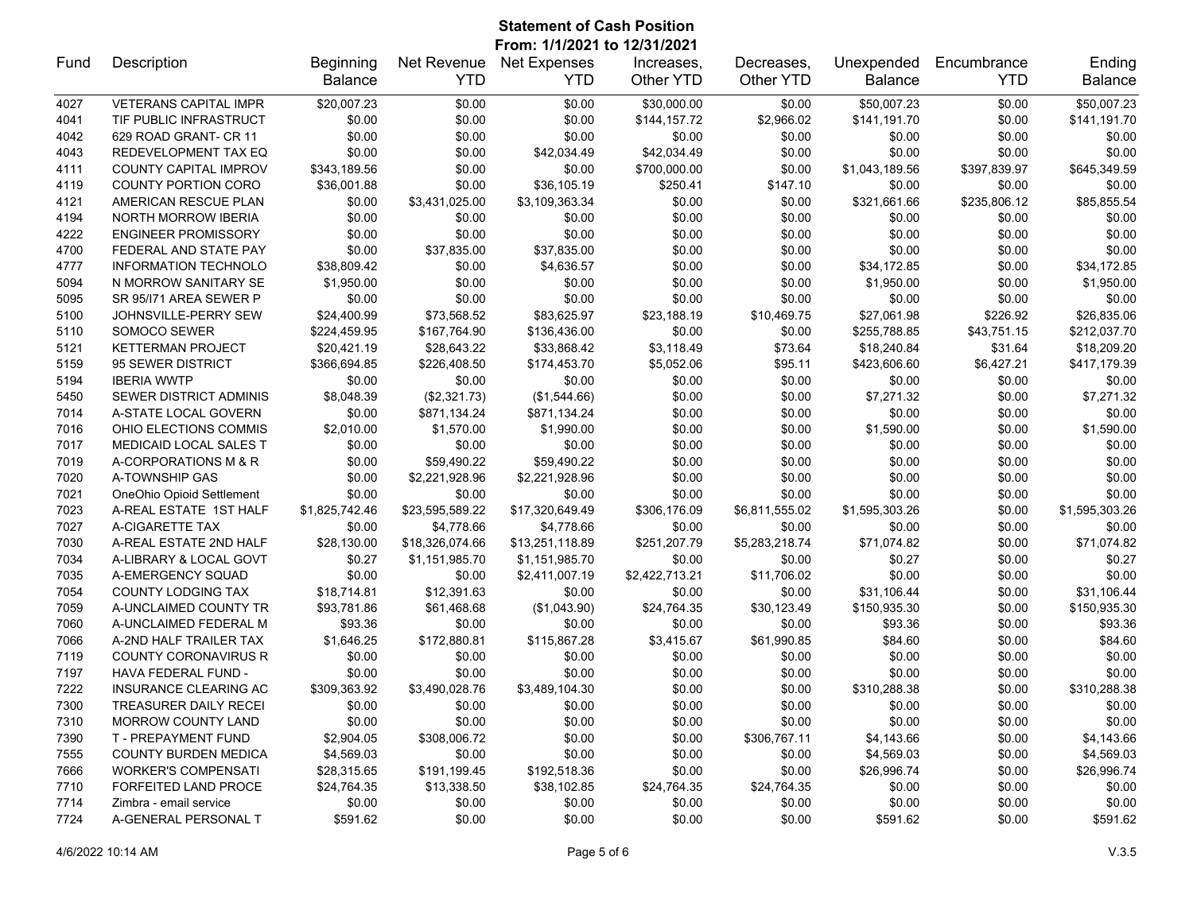# Statement of Cash Position

**From: 1/1/2021 to 12/31/2021**

| Fund | Description | Beginning Balance | Net Revenue YTD | Net Expenses YTD | Increases, Other YTD | Decreases, Other YTD | Unexpended Balance | Encumbrance YTD | Ending Balance |
|---|---|---|---|---|---|---|---|---|---|
| 4027 | VETERANS CAPITAL IMPR | $20,007.23 | $0.00 | $0.00 | $30,000.00 | $0.00 | $50,007.23 | $0.00 | $50,007.23 |
| 4041 | TIF PUBLIC INFRASTRUCT | $0.00 | $0.00 | $0.00 | $144,157.72 | $2,966.02 | $141,191.70 | $0.00 | $141,191.70 |
| 4042 | 629 ROAD GRANT- CR 11 | $0.00 | $0.00 | $0.00 | $0.00 | $0.00 | $0.00 | $0.00 | $0.00 |
| 4043 | REDEVELOPMENT TAX EQ | $0.00 | $0.00 | $42,034.49 | $42,034.49 | $0.00 | $0.00 | $0.00 | $0.00 |
| 4111 | COUNTY CAPITAL IMPROV | $343,189.56 | $0.00 | $0.00 | $700,000.00 | $0.00 | $1,043,189.56 | $397,839.97 | $645,349.59 |
| 4119 | COUNTY PORTION CORO | $36,001.88 | $0.00 | $36,105.19 | $250.41 | $147.10 | $0.00 | $0.00 | $0.00 |
| 4121 | AMERICAN RESCUE PLAN | $0.00 | $3,431,025.00 | $3,109,363.34 | $0.00 | $0.00 | $321,661.66 | $235,806.12 | $85,855.54 |
| 4194 | NORTH MORROW IBERIA | $0.00 | $0.00 | $0.00 | $0.00 | $0.00 | $0.00 | $0.00 | $0.00 |
| 4222 | ENGINEER PROMISSORY | $0.00 | $0.00 | $0.00 | $0.00 | $0.00 | $0.00 | $0.00 | $0.00 |
| 4700 | FEDERAL AND STATE PAY | $0.00 | $37,835.00 | $37,835.00 | $0.00 | $0.00 | $0.00 | $0.00 | $0.00 |
| 4777 | INFORMATION TECHNOLO | $38,809.42 | $0.00 | $4,636.57 | $0.00 | $0.00 | $34,172.85 | $0.00 | $34,172.85 |
| 5094 | N MORROW SANITARY SE | $1,950.00 | $0.00 | $0.00 | $0.00 | $0.00 | $1,950.00 | $0.00 | $1,950.00 |
| 5095 | SR 95/I71 AREA SEWER P | $0.00 | $0.00 | $0.00 | $0.00 | $0.00 | $0.00 | $0.00 | $0.00 |
| 5100 | JOHNSVILLE-PERRY SEW | $24,400.99 | $73,568.52 | $83,625.97 | $23,188.19 | $10,469.75 | $27,061.98 | $226.92 | $26,835.06 |
| 5110 | SOMOCO SEWER | $224,459.95 | $167,764.90 | $136,436.00 | $0.00 | $0.00 | $255,788.85 | $43,751.15 | $212,037.70 |
| 5121 | KETTERMAN PROJECT | $20,421.19 | $28,643.22 | $33,868.42 | $3,118.49 | $73.64 | $18,240.84 | $31.64 | $18,209.20 |
| 5159 | 95 SEWER DISTRICT | $366,694.85 | $226,408.50 | $174,453.70 | $5,052.06 | $95.11 | $423,606.60 | $6,427.21 | $417,179.39 |
| 5194 | IBERIA WWTP | $0.00 | $0.00 | $0.00 | $0.00 | $0.00 | $0.00 | $0.00 | $0.00 |
| 5450 | SEWER DISTRICT ADMINIS | $8,048.39 | ($2,321.73) | ($1,544.66) | $0.00 | $0.00 | $7,271.32 | $0.00 | $7,271.32 |
| 7014 | A-STATE LOCAL GOVERN | $0.00 | $871,134.24 | $871,134.24 | $0.00 | $0.00 | $0.00 | $0.00 | $0.00 |
| 7016 | OHIO ELECTIONS COMMIS | $2,010.00 | $1,570.00 | $1,990.00 | $0.00 | $0.00 | $1,590.00 | $0.00 | $1,590.00 |
| 7017 | MEDICAID LOCAL SALES T | $0.00 | $0.00 | $0.00 | $0.00 | $0.00 | $0.00 | $0.00 | $0.00 |
| 7019 | A-CORPORATIONS M & R | $0.00 | $59,490.22 | $59,490.22 | $0.00 | $0.00 | $0.00 | $0.00 | $0.00 |
| 7020 | A-TOWNSHIP GAS | $0.00 | $2,221,928.96 | $2,221,928.96 | $0.00 | $0.00 | $0.00 | $0.00 | $0.00 |
| 7021 | OneOhio Opioid Settlement | $0.00 | $0.00 | $0.00 | $0.00 | $0.00 | $0.00 | $0.00 | $0.00 |
| 7023 | A-REAL ESTATE 1ST HALF | $1,825,742.46 | $23,595,589.22 | $17,320,649.49 | $306,176.09 | $6,811,555.02 | $1,595,303.26 | $0.00 | $1,595,303.26 |
| 7027 | A-CIGARETTE TAX | $0.00 | $4,778.66 | $4,778.66 | $0.00 | $0.00 | $0.00 | $0.00 | $0.00 |
| 7030 | A-REAL ESTATE 2ND HALF | $28,130.00 | $18,326,074.66 | $13,251,118.89 | $251,207.79 | $5,283,218.74 | $71,074.82 | $0.00 | $71,074.82 |
| 7034 | A-LIBRARY & LOCAL GOVT | $0.27 | $1,151,985.70 | $1,151,985.70 | $0.00 | $0.00 | $0.27 | $0.00 | $0.27 |
| 7035 | A-EMERGENCY SQUAD | $0.00 | $0.00 | $2,411,007.19 | $2,422,713.21 | $11,706.02 | $0.00 | $0.00 | $0.00 |
| 7054 | COUNTY LODGING TAX | $18,714.81 | $12,391.63 | $0.00 | $0.00 | $0.00 | $31,106.44 | $0.00 | $31,106.44 |
| 7059 | A-UNCLAIMED COUNTY TR | $93,781.86 | $61,468.68 | ($1,043.90) | $24,764.35 | $30,123.49 | $150,935.30 | $0.00 | $150,935.30 |
| 7060 | A-UNCLAIMED FEDERAL M | $93.36 | $0.00 | $0.00 | $0.00 | $0.00 | $93.36 | $0.00 | $93.36 |
| 7066 | A-2ND HALF TRAILER TAX | $1,646.25 | $172,880.81 | $115,867.28 | $3,415.67 | $61,990.85 | $84.60 | $0.00 | $84.60 |
| 7119 | COUNTY CORONAVIRUS R | $0.00 | $0.00 | $0.00 | $0.00 | $0.00 | $0.00 | $0.00 | $0.00 |
| 7197 | HAVA FEDERAL FUND - | $0.00 | $0.00 | $0.00 | $0.00 | $0.00 | $0.00 | $0.00 | $0.00 |
| 7222 | INSURANCE CLEARING AC | $309,363.92 | $3,490,028.76 | $3,489,104.30 | $0.00 | $0.00 | $310,288.38 | $0.00 | $310,288.38 |
| 7300 | TREASURER DAILY RECEI | $0.00 | $0.00 | $0.00 | $0.00 | $0.00 | $0.00 | $0.00 | $0.00 |
| 7310 | MORROW COUNTY LAND | $0.00 | $0.00 | $0.00 | $0.00 | $0.00 | $0.00 | $0.00 | $0.00 |
| 7390 | T - PREPAYMENT FUND | $2,904.05 | $308,006.72 | $0.00 | $0.00 | $306,767.11 | $4,143.66 | $0.00 | $4,143.66 |
| 7555 | COUNTY BURDEN MEDICA | $4,569.03 | $0.00 | $0.00 | $0.00 | $0.00 | $4,569.03 | $0.00 | $4,569.03 |
| 7666 | WORKER'S COMPENSATI | $28,315.65 | $191,199.45 | $192,518.36 | $0.00 | $0.00 | $26,996.74 | $0.00 | $26,996.74 |
| 7710 | FORFEITED LAND PROCE | $24,764.35 | $13,338.50 | $38,102.85 | $24,764.35 | $24,764.35 | $0.00 | $0.00 | $0.00 |
| 7714 | Zimbra - email service | $0.00 | $0.00 | $0.00 | $0.00 | $0.00 | $0.00 | $0.00 | $0.00 |
| 7724 | A-GENERAL PERSONAL T | $591.62 | $0.00 | $0.00 | $0.00 | $0.00 | $591.62 | $0.00 | $591.62 |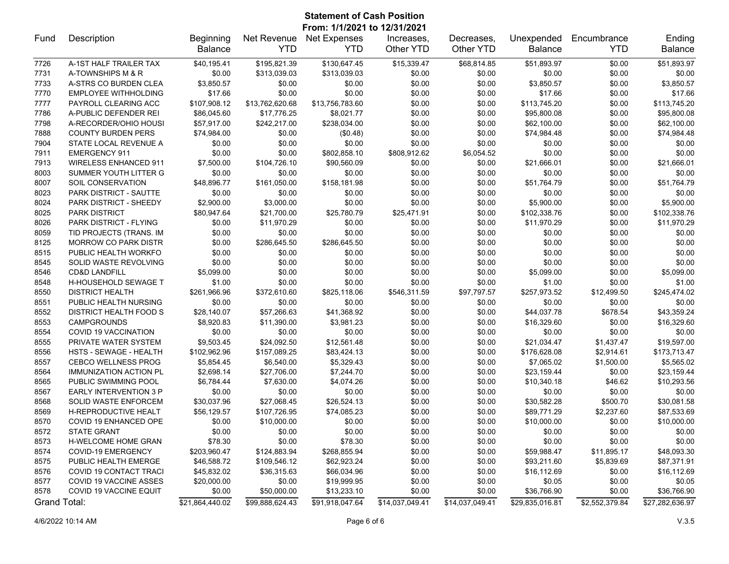# Statement of Cash Position

**From: 1/1/2021 to 12/31/2021**

| Fund | Description | Beginning Balance | Net Revenue YTD | Net Expenses YTD | Increases, Other YTD | Decreases, Other YTD | Unexpended Balance | Encumbrance YTD | Ending Balance |
|---|---|---|---|---|---|---|---|---|---|
| 7726 | A-1ST HALF TRAILER TAX | $40,195.41 | $195,821.39 | $130,647.45 | $15,339.47 | $68,814.85 | $51,893.97 | $0.00 | $51,893.97 |
| 7731 | A-TOWNSHIPS M & R | $0.00 | $313,039.03 | $313,039.03 | $0.00 | $0.00 | $0.00 | $0.00 | $0.00 |
| 7733 | A-STRS CO BURDEN CLEA | $3,850.57 | $0.00 | $0.00 | $0.00 | $0.00 | $3,850.57 | $0.00 | $3,850.57 |
| 7770 | EMPLOYEE WITHHOLDING | $17.66 | $0.00 | $0.00 | $0.00 | $0.00 | $17.66 | $0.00 | $17.66 |
| 7777 | PAYROLL CLEARING ACC | $107,908.12 | $13,762,620.68 | $13,756,783.60 | $0.00 | $0.00 | $113,745.20 | $0.00 | $113,745.20 |
| 7786 | A-PUBLIC DEFENDER REI | $86,045.60 | $17,776.25 | $8,021.77 | $0.00 | $0.00 | $95,800.08 | $0.00 | $95,800.08 |
| 7798 | A-RECORDER/OHIO HOUSI | $57,917.00 | $242,217.00 | $238,034.00 | $0.00 | $0.00 | $62,100.00 | $0.00 | $62,100.00 |
| 7888 | COUNTY BURDEN PERS | $74,984.00 | $0.00 | ($0.48) | $0.00 | $0.00 | $74,984.48 | $0.00 | $74,984.48 |
| 7904 | STATE LOCAL REVENUE A | $0.00 | $0.00 | $0.00 | $0.00 | $0.00 | $0.00 | $0.00 | $0.00 |
| 7911 | EMERGENCY 911 | $0.00 | $0.00 | $802,858.10 | $808,912.62 | $6,054.52 | $0.00 | $0.00 | $0.00 |
| 7913 | WIRELESS ENHANCED 911 | $7,500.00 | $104,726.10 | $90,560.09 | $0.00 | $0.00 | $21,666.01 | $0.00 | $21,666.01 |
| 8003 | SUMMER YOUTH LITTER G | $0.00 | $0.00 | $0.00 | $0.00 | $0.00 | $0.00 | $0.00 | $0.00 |
| 8007 | SOIL CONSERVATION | $48,896.77 | $161,050.00 | $158,181.98 | $0.00 | $0.00 | $51,764.79 | $0.00 | $51,764.79 |
| 8023 | PARK DISTRICT - SAUTTE | $0.00 | $0.00 | $0.00 | $0.00 | $0.00 | $0.00 | $0.00 | $0.00 |
| 8024 | PARK DISTRICT - SHEEDY | $2,900.00 | $3,000.00 | $0.00 | $0.00 | $0.00 | $5,900.00 | $0.00 | $5,900.00 |
| 8025 | PARK DISTRICT | $80,947.64 | $21,700.00 | $25,780.79 | $25,471.91 | $0.00 | $102,338.76 | $0.00 | $102,338.76 |
| 8026 | PARK DISTRICT - FLYING | $0.00 | $11,970.29 | $0.00 | $0.00 | $0.00 | $11,970.29 | $0.00 | $11,970.29 |
| 8059 | TID PROJECTS (TRANS. IM | $0.00 | $0.00 | $0.00 | $0.00 | $0.00 | $0.00 | $0.00 | $0.00 |
| 8125 | MORROW CO PARK DISTR | $0.00 | $286,645.50 | $286,645.50 | $0.00 | $0.00 | $0.00 | $0.00 | $0.00 |
| 8515 | PUBLIC HEALTH WORKFO | $0.00 | $0.00 | $0.00 | $0.00 | $0.00 | $0.00 | $0.00 | $0.00 |
| 8545 | SOLID WASTE REVOLVING | $0.00 | $0.00 | $0.00 | $0.00 | $0.00 | $0.00 | $0.00 | $0.00 |
| 8546 | CD&D LANDFILL | $5,099.00 | $0.00 | $0.00 | $0.00 | $0.00 | $5,099.00 | $0.00 | $5,099.00 |
| 8548 | H-HOUSEHOLD SEWAGE T | $1.00 | $0.00 | $0.00 | $0.00 | $0.00 | $1.00 | $0.00 | $1.00 |
| 8550 | DISTRICT HEALTH | $261,966.96 | $372,610.60 | $825,118.06 | $546,311.59 | $97,797.57 | $257,973.52 | $12,499.50 | $245,474.02 |
| 8551 | PUBLIC HEALTH NURSING | $0.00 | $0.00 | $0.00 | $0.00 | $0.00 | $0.00 | $0.00 | $0.00 |
| 8552 | DISTRICT HEALTH FOOD S | $28,140.07 | $57,266.63 | $41,368.92 | $0.00 | $0.00 | $44,037.78 | $678.54 | $43,359.24 |
| 8553 | CAMPGROUNDS | $8,920.83 | $11,390.00 | $3,981.23 | $0.00 | $0.00 | $16,329.60 | $0.00 | $16,329.60 |
| 8554 | COVID 19 VACCINATION | $0.00 | $0.00 | $0.00 | $0.00 | $0.00 | $0.00 | $0.00 | $0.00 |
| 8555 | PRIVATE WATER SYSTEM | $9,503.45 | $24,092.50 | $12,561.48 | $0.00 | $0.00 | $21,034.47 | $1,437.47 | $19,597.00 |
| 8556 | HSTS - SEWAGE - HEALTH | $102,962.96 | $157,089.25 | $83,424.13 | $0.00 | $0.00 | $176,628.08 | $2,914.61 | $173,713.47 |
| 8557 | CEBCO WELLNESS PROG | $5,854.45 | $6,540.00 | $5,329.43 | $0.00 | $0.00 | $7,065.02 | $1,500.00 | $5,565.02 |
| 8564 | IMMUNIZATION ACTION PL | $2,698.14 | $27,706.00 | $7,244.70 | $0.00 | $0.00 | $23,159.44 | $0.00 | $23,159.44 |
| 8565 | PUBLIC SWIMMING POOL | $6,784.44 | $7,630.00 | $4,074.26 | $0.00 | $0.00 | $10,340.18 | $46.62 | $10,293.56 |
| 8567 | EARLY INTERVENTION 3 P | $0.00 | $0.00 | $0.00 | $0.00 | $0.00 | $0.00 | $0.00 | $0.00 |
| 8568 | SOLID WASTE ENFORCEM | $30,037.96 | $27,068.45 | $26,524.13 | $0.00 | $0.00 | $30,582.28 | $500.70 | $30,081.58 |
| 8569 | H-REPRODUCTIVE HEALT | $56,129.57 | $107,726.95 | $74,085.23 | $0.00 | $0.00 | $89,771.29 | $2,237.60 | $87,533.69 |
| 8570 | COVID 19 ENHANCED OPE | $0.00 | $10,000.00 | $0.00 | $0.00 | $0.00 | $10,000.00 | $0.00 | $10,000.00 |
| 8572 | STATE GRANT | $0.00 | $0.00 | $0.00 | $0.00 | $0.00 | $0.00 | $0.00 | $0.00 |
| 8573 | H-WELCOME HOME GRAN | $78.30 | $0.00 | $78.30 | $0.00 | $0.00 | $0.00 | $0.00 | $0.00 |
| 8574 | COVID-19 EMERGENCY | $203,960.47 | $124,883.94 | $268,855.94 | $0.00 | $0.00 | $59,988.47 | $11,895.17 | $48,093.30 |
| 8575 | PUBLIC HEALTH EMERGE | $46,588.72 | $109,546.12 | $62,923.24 | $0.00 | $0.00 | $93,211.60 | $5,839.69 | $87,371.91 |
| 8576 | COVID 19 CONTACT TRACI | $45,832.02 | $36,315.63 | $66,034.96 | $0.00 | $0.00 | $16,112.69 | $0.00 | $16,112.69 |
| 8577 | COVID 19 VACCINE ASSES | $20,000.00 | $0.00 | $19,999.95 | $0.00 | $0.00 | $0.05 | $0.00 | $0.05 |
| 8578 | COVID 19 VACCINE EQUIT | $0.00 | $50,000.00 | $13,233.10 | $0.00 | $0.00 | $36,766.90 | $0.00 | $36,766.90 |
| Grand Total: | | $21,864,440.02 | $99,888,624.43 | $91,918,047.64 | $14,037,049.41 | $14,037,049.41 | $29,835,016.81 | $2,552,379.84 | $27,282,636.97 |

4/6/2022 10:14 AM

V.3.5